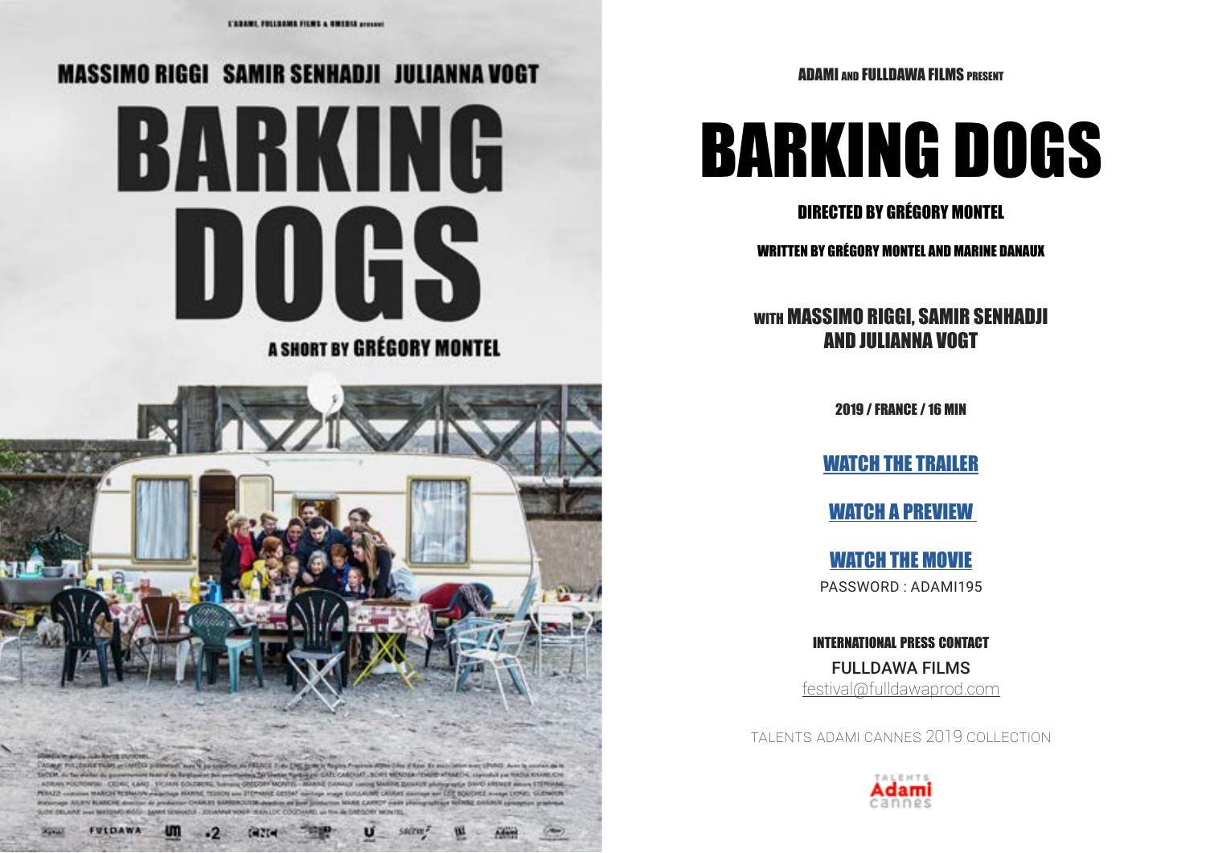L'ADAMI, FULLDAWA FILMS & UMEDIA present

MASSIMO RIGGI SAMIR SENHADJI JULIANNA VOGT

# BARKING DOGS

A SHORT BY GRÉGORY MONTEL

ADAMI AND FULLDAWA FILMS PRESENT

# BARKING DOGS

## DIRECTED BY GRÉGORY MONTEL

WRITTEN BY GRÉGORY MONTEL AND MARINE DANAUX

WITH MASSIMO RIGGI, SAMIR SENHADJI AND JULIANNA VOGT

2019 / FRANCE / 16 MIN

WATCH THE TRAILER

WATCH A PREVIEW

WATCH THE MOVIE

PASSWORD : ADAMI195

INTERNATIONAL PRESS CONTACT

FULLDAWA FILMS

festival@fulldawaprod.com

TALENTS ADAMI CANNES 2019 COLLECTION

TALENTS Adami cannes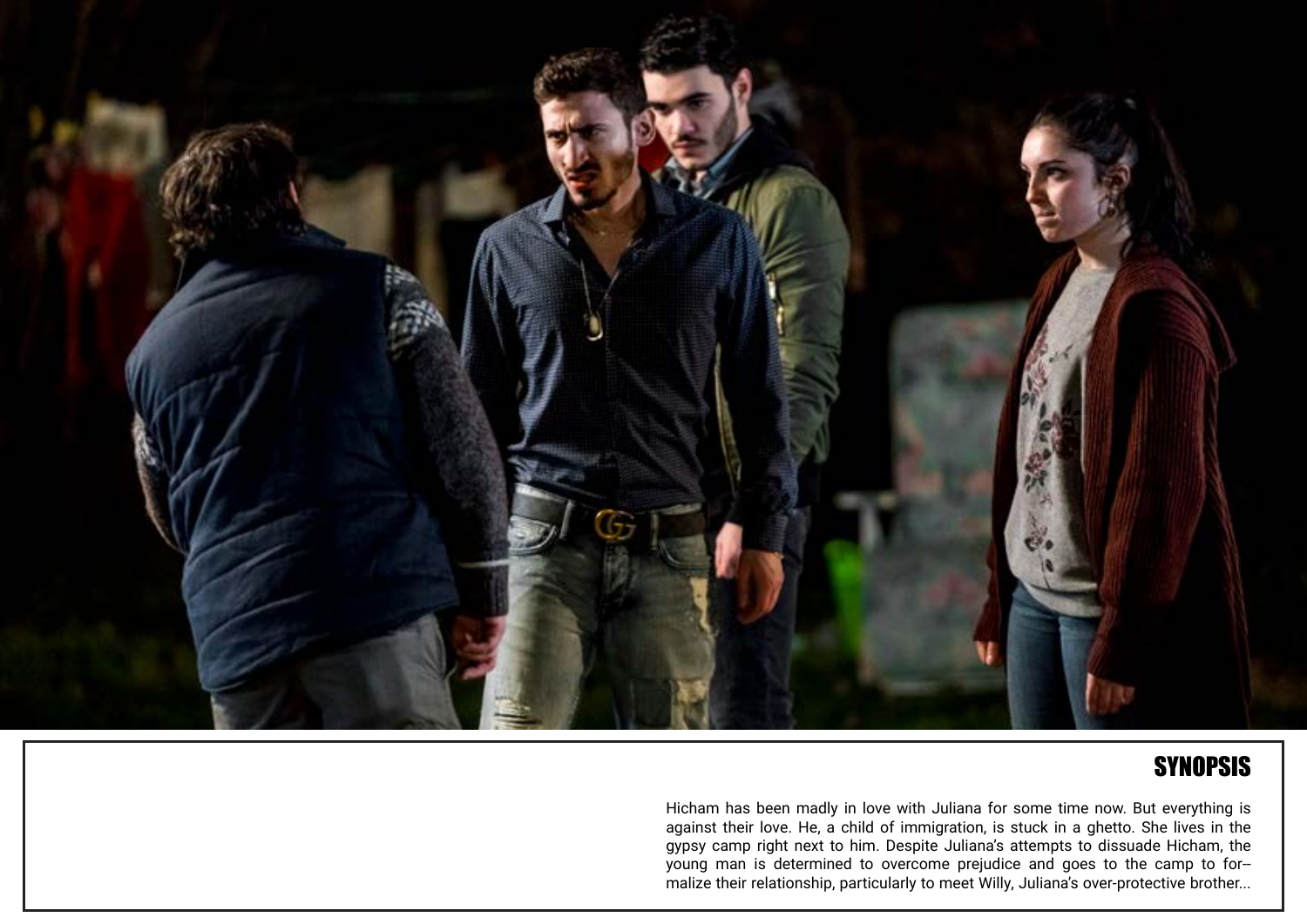## SYNOPSIS

Hicham has been madly in love with Juliana for some time now. But everything is against their love. He, a child of immigration, is stuck in a ghetto. She lives in the gypsy camp right next to him. Despite Juliana's attempts to dissuade Hicham, the young man is determined to overcome prejudice and goes to the camp to formalize their relationship, particularly to meet Willy, Juliana's over-protective brother...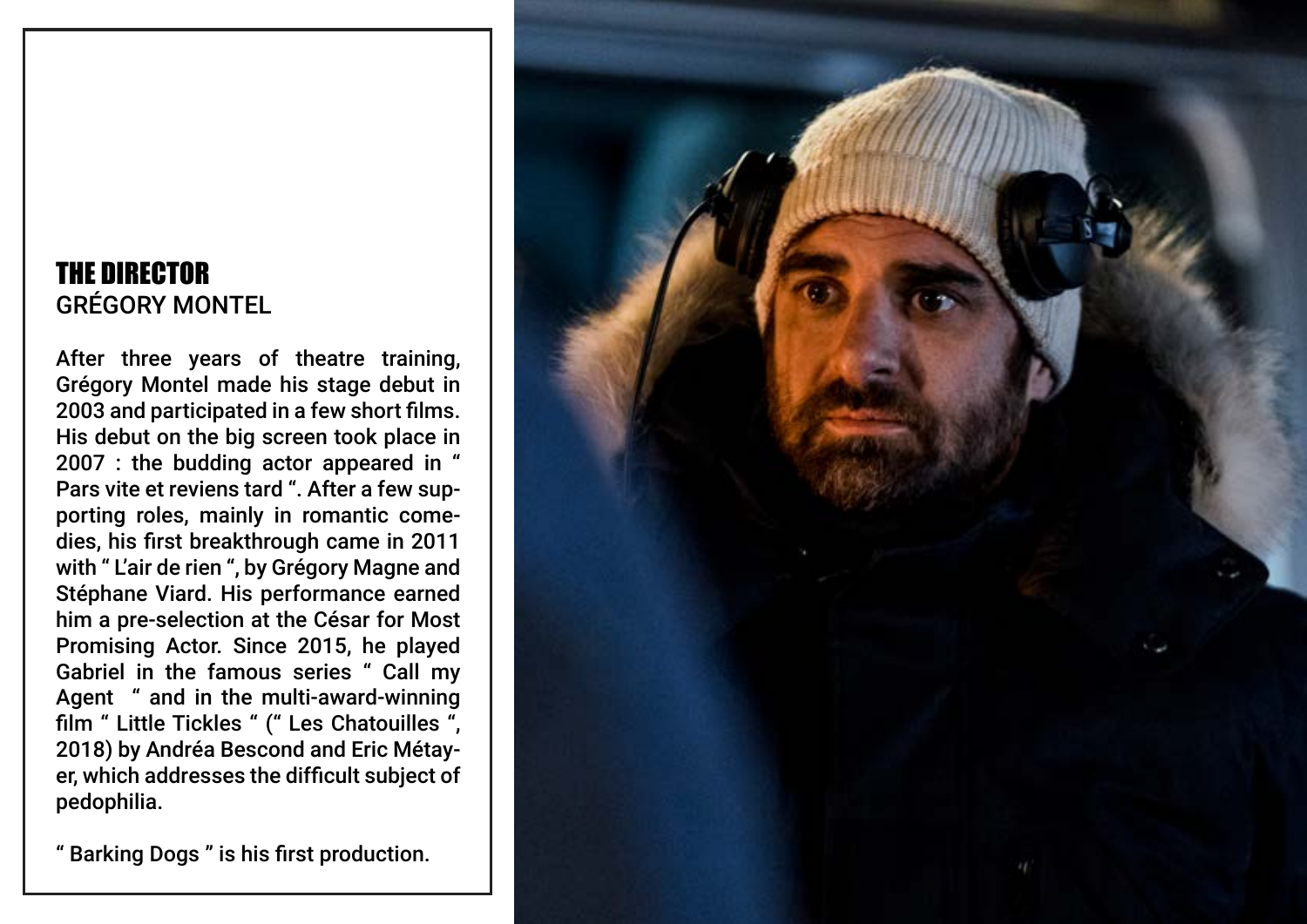## THE DIRECTOR
GRÉGORY MONTEL

After three years of theatre training, Grégory Montel made his stage debut in 2003 and participated in a few short films. His debut on the big screen took place in 2007 : the budding actor appeared in " Pars vite et reviens tard ". After a few supporting roles, mainly in romantic comedies, his first breakthrough came in 2011 with " L'air de rien ", by Grégory Magne and Stéphane Viard. His performance earned him a pre-selection at the César for Most Promising Actor. Since 2015, he played Gabriel in the famous series " Call my Agent " and in the multi-award-winning film " Little Tickles " (" Les Chatouilles ", 2018) by Andréa Bescond and Eric Métayer, which addresses the difficult subject of pedophilia.

" Barking Dogs " is his first production.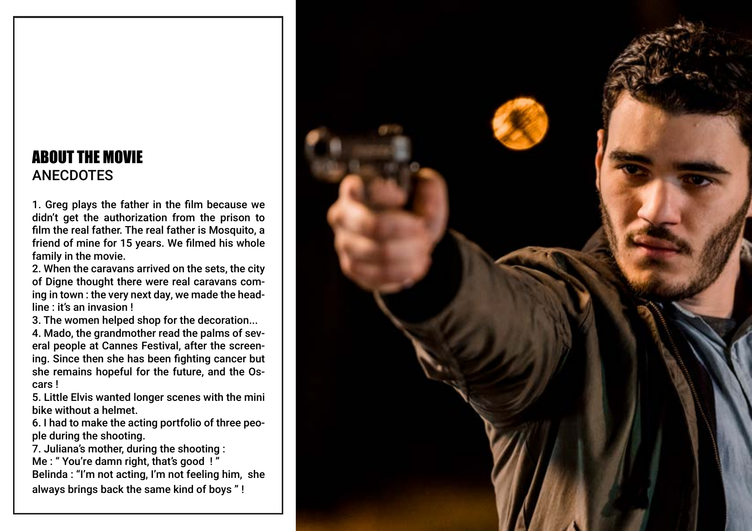# ABOUT THE MOVIE
## ANECDOTES

1. Greg plays the father in the film because we didn't get the authorization from the prison to film the real father. The real father is Mosquito, a friend of mine for 15 years. We filmed his whole family in the movie.
2. When the caravans arrived on the sets, the city of Digne thought there were real caravans coming in town : the very next day, we made the headline : it's an invasion !
3. The women helped shop for the decoration...
4. Mado, the grandmother read the palms of several people at Cannes Festival, after the screening. Since then she has been fighting cancer but she remains hopeful for the future, and the Oscars !
5. Little Elvis wanted longer scenes with the mini bike without a helmet.
6. I had to make the acting portfolio of three people during the shooting.
7. Juliana's mother, during the shooting :
Me : " You're damn right, that's good ! "
Belinda : "I'm not acting, I'm not feeling him, she always brings back the same kind of boys " !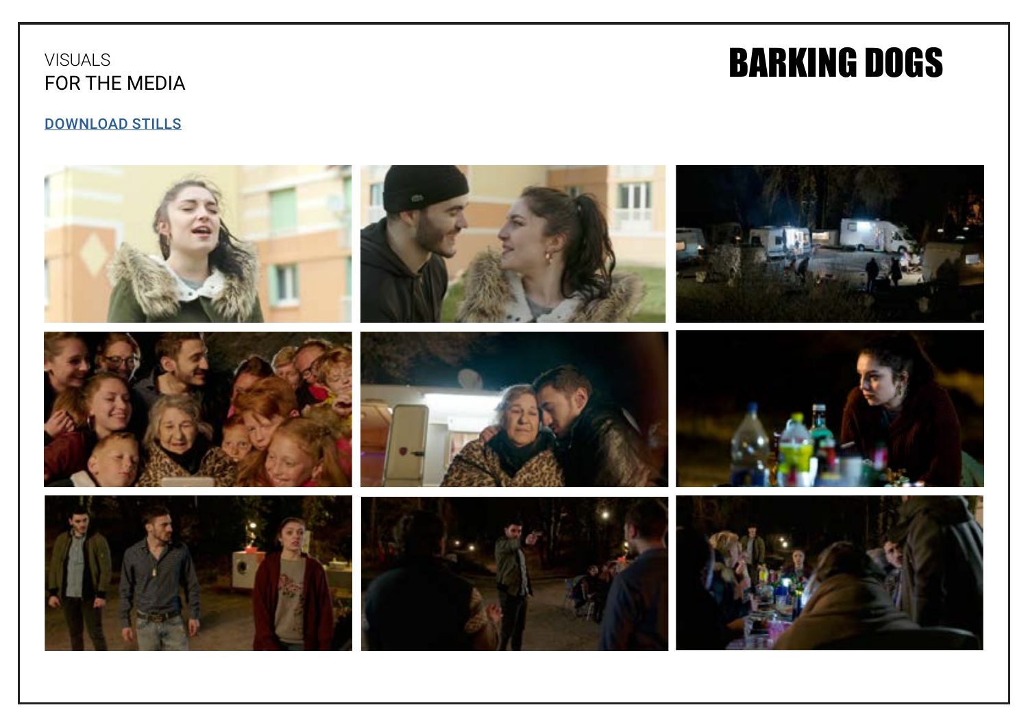VISUALS

FOR THE MEDIA

# BARKING DOGS

DOWNLOAD STILLS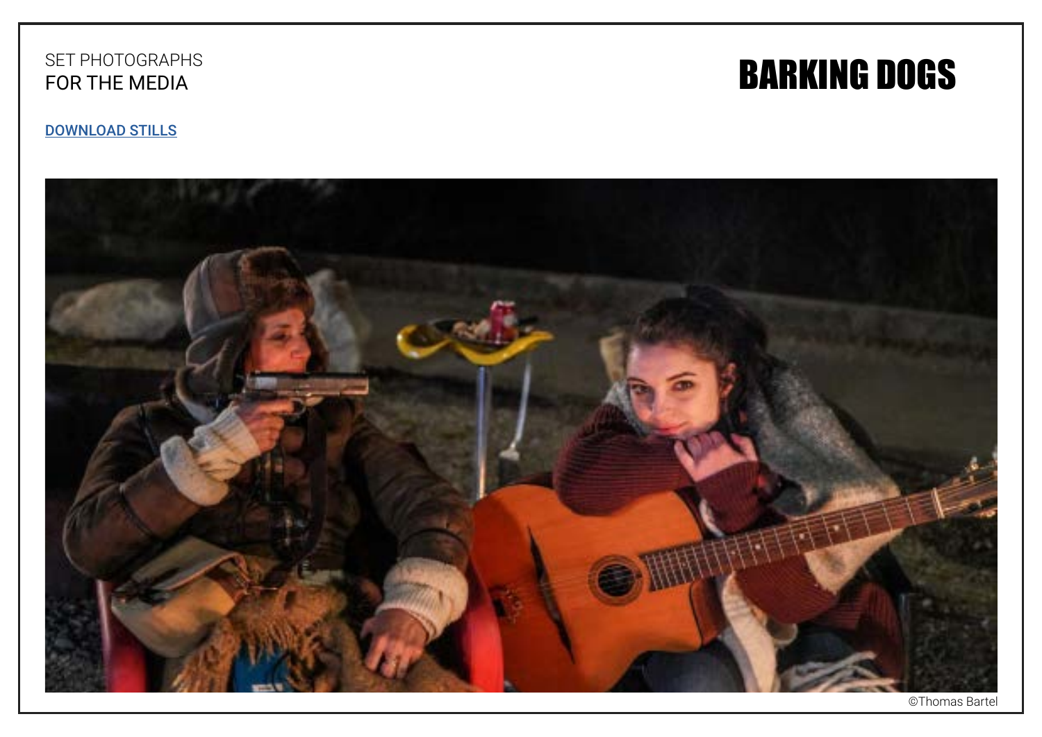SET PHOTOGRAPHS
FOR THE MEDIA

# BARKING DOGS

[DOWNLOAD STILLS]

©Thomas Bartel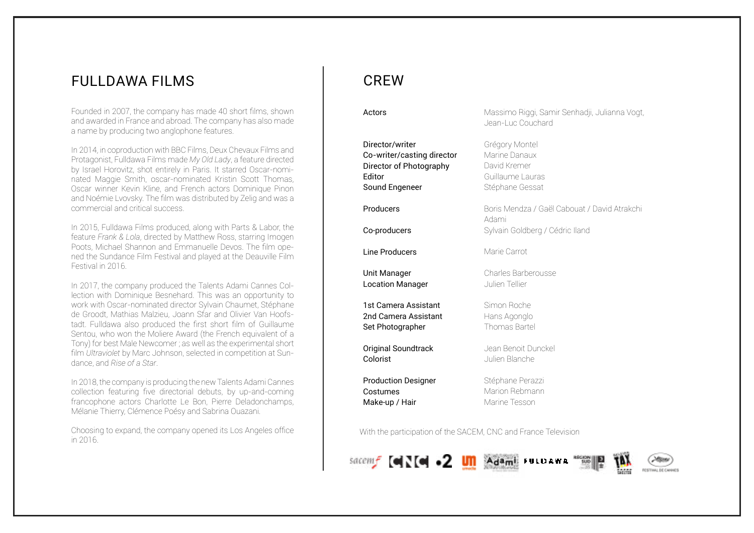# FULLDAWA FILMS

Founded in 2007, the company has made 40 short films, shown and awarded in France and abroad. The company has also made a name by producing two anglophone features.

In 2014, in coproduction with BBC Films, Deux Chevaux Films and Protagonist, Fulldawa Films made *My Old Lady*, a feature directed by Israel Horovitz, shot entirely in Paris. It starred Oscar-nominated Maggie Smith, oscar-nominated Kristin Scott Thomas, Oscar winner Kevin Kline, and French actors Dominique Pinon and Noémie Lvovsky. The film was distributed by Zelig and was a commercial and critical success.

In 2015, Fulldawa Films produced, along with Parts & Labor, the feature *Frank & Lola*, directed by Matthew Ross, starring Imogen Poots, Michael Shannon and Emmanuelle Devos. The film opened the Sundance Film Festival and played at the Deauville Film Festival in 2016.

In 2017, the company produced the Talents Adami Cannes Collection with Dominique Besnehard. This was an opportunity to work with Oscar-nominated director Sylvain Chaumet, Stéphane de Groodt, Mathias Malzieu, Joann Sfar and Olivier Van Hoofstadt. Fulldawa also produced the first short film of Guillaume Sentou, who won the Moliere Award (the French equivalent of a Tony) for best Male Newcomer ; as well as the experimental short film *Ultraviolet* by Marc Johnson, selected in competition at Sundance, and *Rise of a Star*.

In 2018, the company is producing the new Talents Adami Cannes collection featuring five directorial debuts, by up-and-coming francophone actors Charlotte Le Bon, Pierre Deladonchamps, Mélanie Thierry, Clémence Poésy and Sabrina Ouazani.

Choosing to expand, the company opened its Los Angeles office in 2016.

# CREW

| | |
|---|---|
| Actors | Massimo Riggi, Samir Senhadji, Julianna Vogt, Jean-Luc Couchard |
| Director/writer | Grégory Montel |
| Co-writer/casting director | Marine Danaux |
| Director of Photography | David Kremer |
| Editor | Guillaume Lauras |
| Sound Engeneer | Stéphane Gessat |
| Producers | Boris Mendza / Gaël Cabouat / David Atrakchi Adami |
| Co-producers | Sylvain Goldberg / Cédric Iland |
| Line Producers | Marie Carrot |
| Unit Manager | Charles Barberousse |
| Location Manager | Julien Tellier |
| 1st Camera Assistant | Simon Roche |
| 2nd Camera Assistant | Hans Agonglo |
| Set Photographer | Thomas Bartel |
| Original Soundtrack | Jean Benoit Dunckel |
| Colorist | Julien Blanche |
| Production Designer | Stéphane Perazzi |
| Costumes | Marion Rebmann |
| Make-up / Hair | Marine Tesson |

With the participation of the SACEM, CNC and France Television